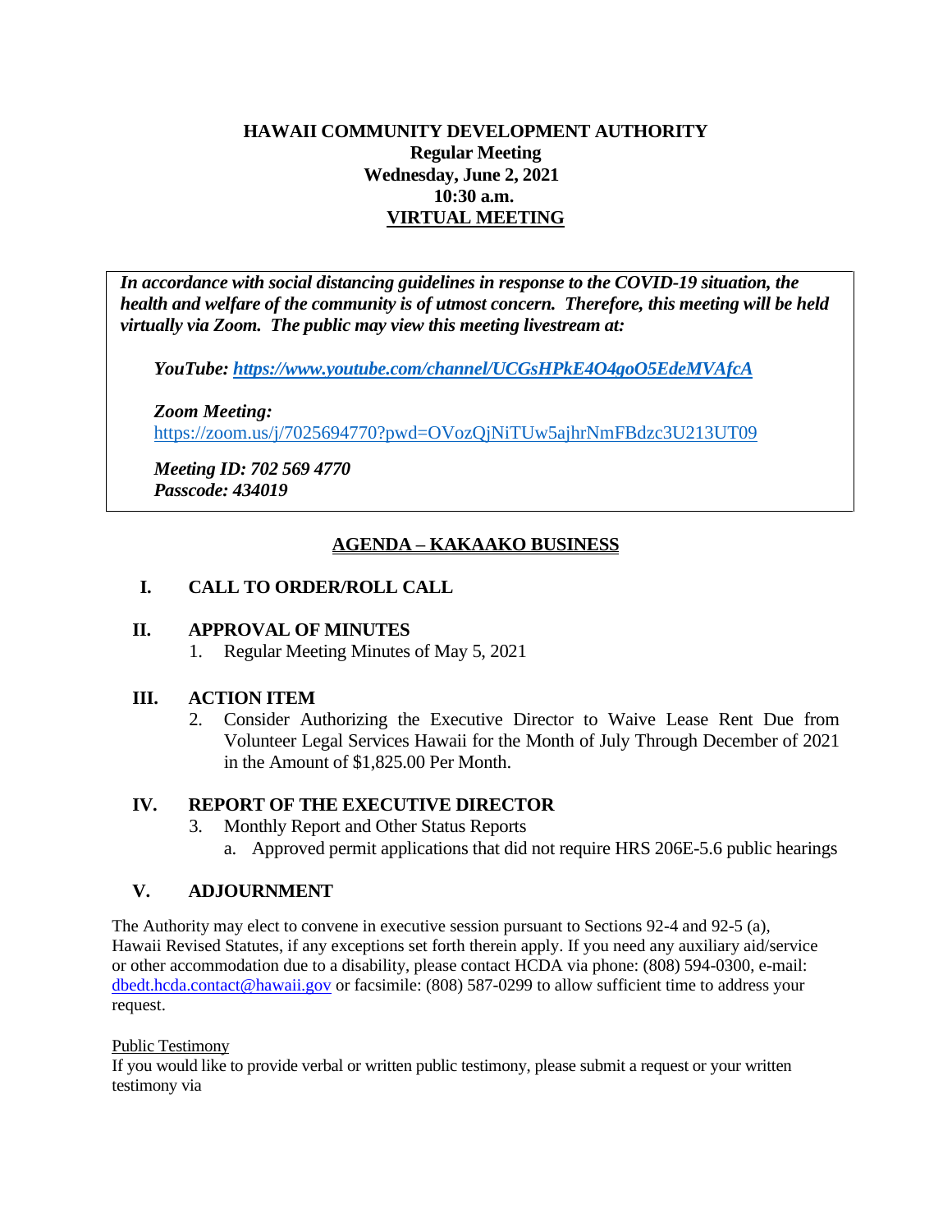# HAWAII COMMUNITY DEVELOPMENT AUTHORITY

**Regular Meeting**
**Wednesday, June 2, 2021**
**10:30 a.m.**
**VIRTUAL MEETING**

***In accordance with social distancing guidelines in response to the COVID-19 situation, the health and welfare of the community is of utmost concern. Therefore, this meeting will be held virtually via Zoom. The public may view this meeting livestream at:***

***YouTube: https://www.youtube.com/channel/UCGsHPkE4O4goO5EdeMVAfcA***

***Zoom Meeting:***
https://zoom.us/j/7025694770?pwd=OVozQjNiTUw5ajhrNmFBdzc3U213UT09

***Meeting ID: 702 569 4770***
***Passcode: 434019***

## AGENDA – KAKAAKO BUSINESS

**I. CALL TO ORDER/ROLL CALL**

**II. APPROVAL OF MINUTES**

1. Regular Meeting Minutes of May 5, 2021

**III. ACTION ITEM**

2. Consider Authorizing the Executive Director to Waive Lease Rent Due from Volunteer Legal Services Hawaii for the Month of July Through December of 2021 in the Amount of $1,825.00 Per Month.

**IV. REPORT OF THE EXECUTIVE DIRECTOR**

3. Monthly Report and Other Status Reports
   a. Approved permit applications that did not require HRS 206E-5.6 public hearings

**V. ADJOURNMENT**

The Authority may elect to convene in executive session pursuant to Sections 92-4 and 92-5 (a), Hawaii Revised Statutes, if any exceptions set forth therein apply. If you need any auxiliary aid/service or other accommodation due to a disability, please contact HCDA via phone: (808) 594-0300, e-mail: dbedt.hcda.contact@hawaii.gov or facsimile: (808) 587-0299 to allow sufficient time to address your request.

Public Testimony
If you would like to provide verbal or written public testimony, please submit a request or your written testimony via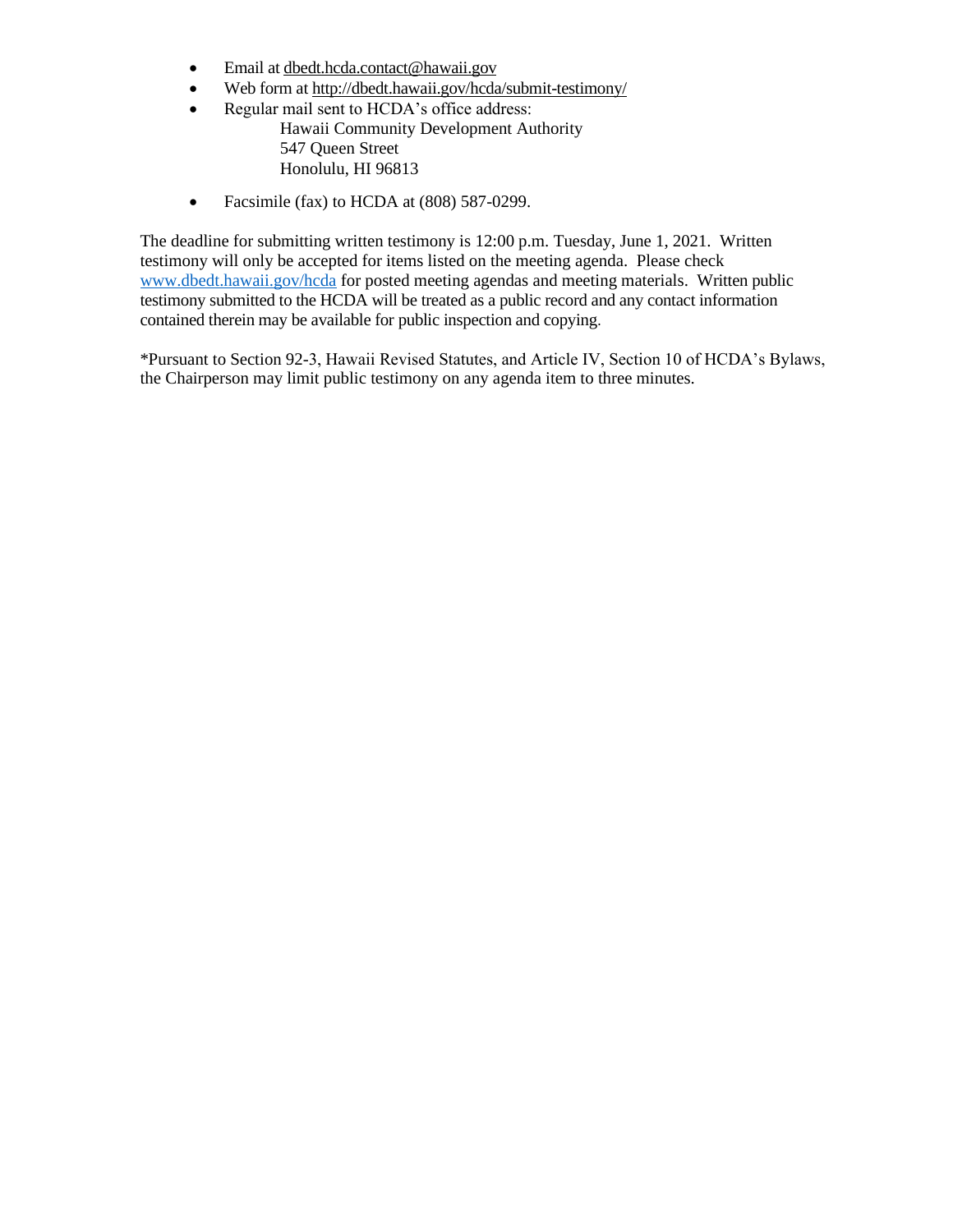- Email at dbedt.hcda.contact@hawaii.gov
- Web form at http://dbedt.hawaii.gov/hcda/submit-testimony/
- Regular mail sent to HCDA's office address:
  Hawaii Community Development Authority
  547 Queen Street
  Honolulu, HI 96813
- Facsimile (fax) to HCDA at (808) 587-0299.

The deadline for submitting written testimony is 12:00 p.m. Tuesday, June 1, 2021. Written testimony will only be accepted for items listed on the meeting agenda. Please check www.dbedt.hawaii.gov/hcda for posted meeting agendas and meeting materials. Written public testimony submitted to the HCDA will be treated as a public record and any contact information contained therein may be available for public inspection and copying.

*Pursuant to Section 92-3, Hawaii Revised Statutes, and Article IV, Section 10 of HCDA's Bylaws, the Chairperson may limit public testimony on any agenda item to three minutes.